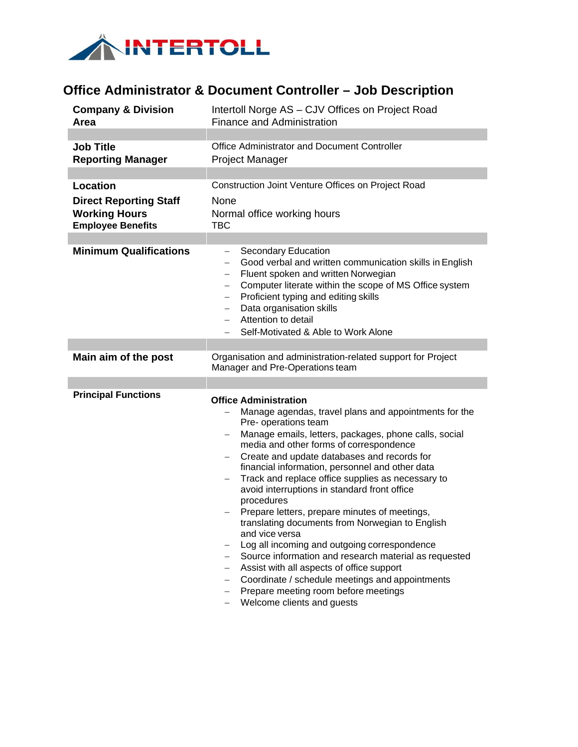INTERTOLL

# Office Administrator & Document Controller – Job Description

| | |
|---|---|
| **Company & Division Area** | Intertoll Norge AS – CJV Offices on Project Road<br>Finance and Administration |
| **Job Title** | Office Administrator and Document Controller |
| **Reporting Manager** | Project Manager |
| **Location** | Construction Joint Venture Offices on Project Road |
| **Direct Reporting Staff** | None |
| **Working Hours** | Normal office working hours |
| **Employee Benefits** | TBC |
| **Minimum Qualifications** | – Secondary Education<br>– Good verbal and written communication skills in English<br>– Fluent spoken and written Norwegian<br>– Computer literate within the scope of MS Office system<br>– Proficient typing and editing skills<br>– Data organisation skills<br>– Attention to detail<br>– Self-Motivated & Able to Work Alone |
| **Main aim of the post** | Organisation and administration-related support for Project Manager and Pre-Operations team |
| **Principal Functions** | **Office Administration**<br>– Manage agendas, travel plans and appointments for the Pre- operations team<br>– Manage emails, letters, packages, phone calls, social media and other forms of correspondence<br>– Create and update databases and records for financial information, personnel and other data<br>– Track and replace office supplies as necessary to avoid interruptions in standard front office procedures<br>– Prepare letters, prepare minutes of meetings, translating documents from Norwegian to English and vice versa<br>– Log all incoming and outgoing correspondence<br>– Source information and research material as requested<br>– Assist with all aspects of office support<br>– Coordinate / schedule meetings and appointments<br>– Prepare meeting room before meetings<br>– Welcome clients and guests |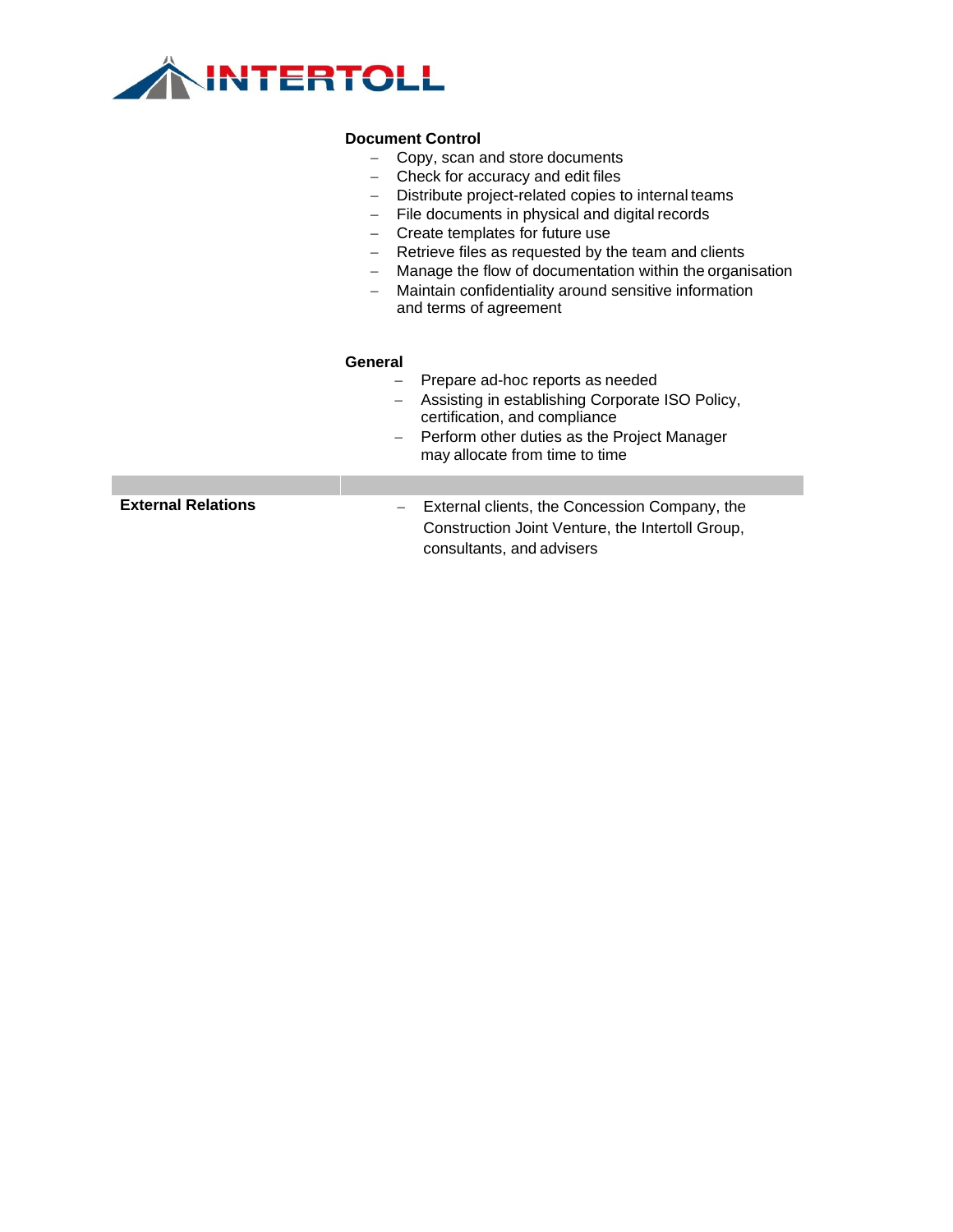**Document Control**

- Copy, scan and store documents
- Check for accuracy and edit files
- Distribute project-related copies to internal teams
- File documents in physical and digital records
- Create templates for future use
- Retrieve files as requested by the team and clients
- Manage the flow of documentation within the organisation
- Maintain confidentiality around sensitive information and terms of agreement

**General**

- Prepare ad-hoc reports as needed
- Assisting in establishing Corporate ISO Policy, certification, and compliance
- Perform other duties as the Project Manager may allocate from time to time

| | |
|---|---|
| **External Relations** | – External clients, the Concession Company, the Construction Joint Venture, the Intertoll Group, consultants, and advisers |